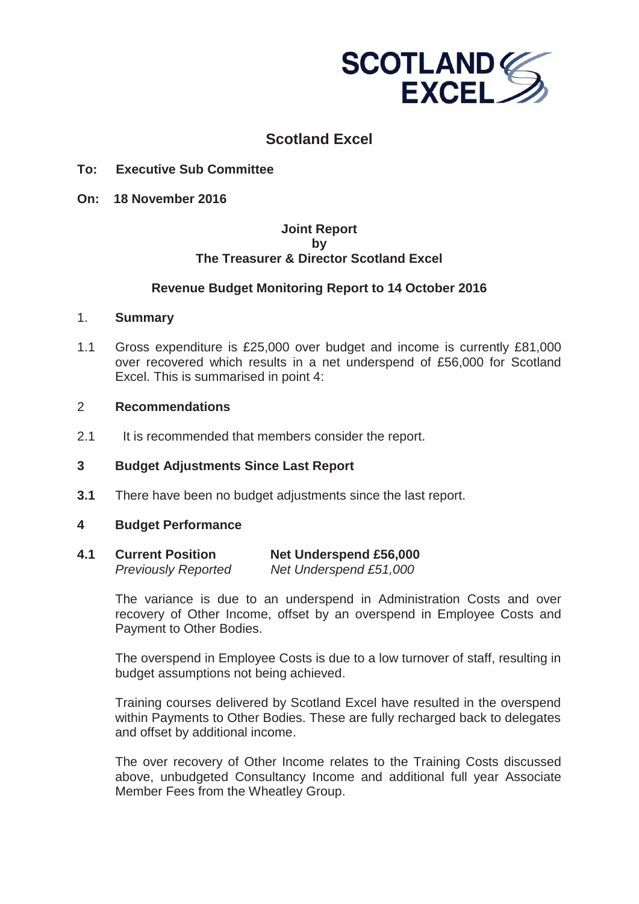# Scotland Excel

**To: Executive Sub Committee**

**On: 18 November 2016**

**Joint Report**
**by**
**The Treasurer & Director Scotland Excel**

## Revenue Budget Monitoring Report to 14 October 2016

### 1. Summary

1.1 Gross expenditure is £25,000 over budget and income is currently £81,000 over recovered which results in a net underspend of £56,000 for Scotland Excel. This is summarised in point 4:

### 2 Recommendations

2.1 It is recommended that members consider the report.

### 3 Budget Adjustments Since Last Report

**3.1** There have been no budget adjustments since the last report.

### 4 Budget Performance

**4.1** **Current Position** **Net Underspend £56,000**
*Previously Reported* *Net Underspend £51,000*

The variance is due to an underspend in Administration Costs and over recovery of Other Income, offset by an overspend in Employee Costs and Payment to Other Bodies.

The overspend in Employee Costs is due to a low turnover of staff, resulting in budget assumptions not being achieved.

Training courses delivered by Scotland Excel have resulted in the overspend within Payments to Other Bodies. These are fully recharged back to delegates and offset by additional income.

The over recovery of Other Income relates to the Training Costs discussed above, unbudgeted Consultancy Income and additional full year Associate Member Fees from the Wheatley Group.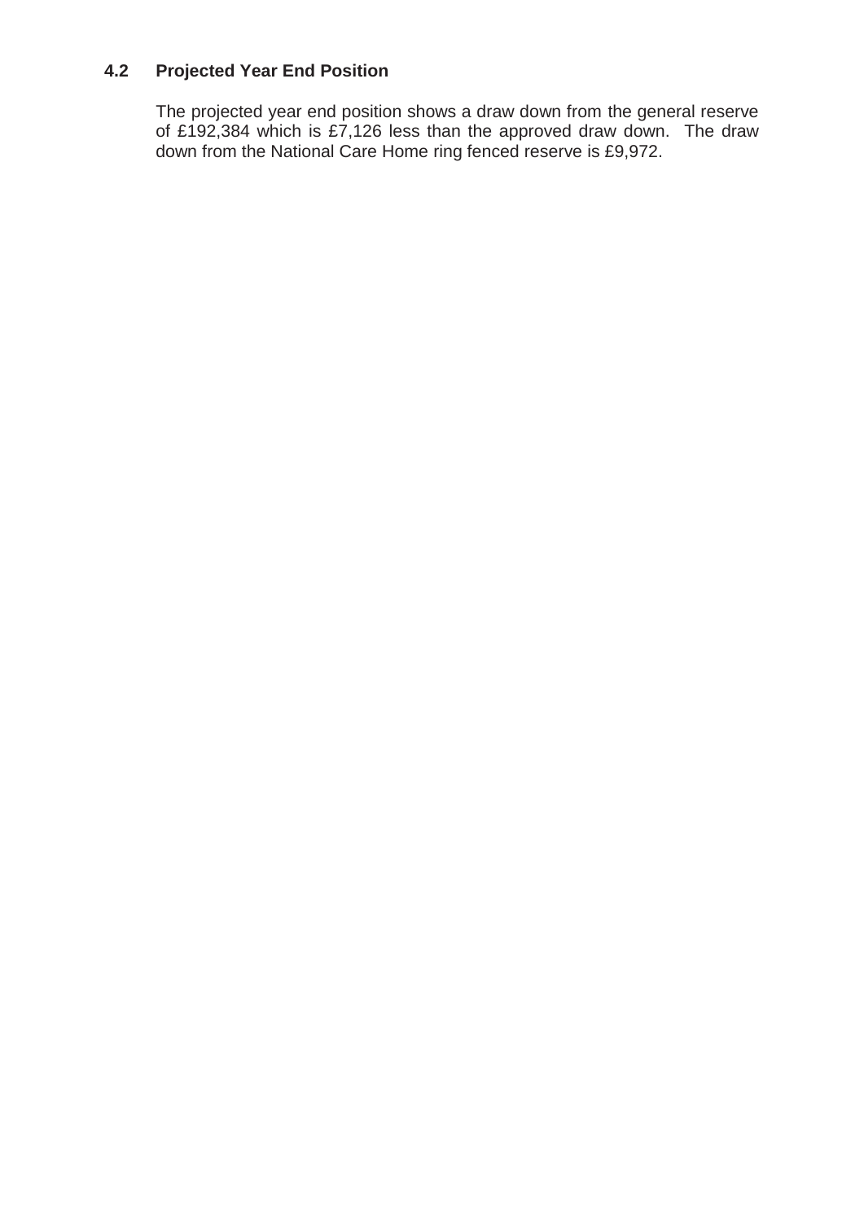## 4.2 Projected Year End Position

The projected year end position shows a draw down from the general reserve of £192,384 which is £7,126 less than the approved draw down. The draw down from the National Care Home ring fenced reserve is £9,972.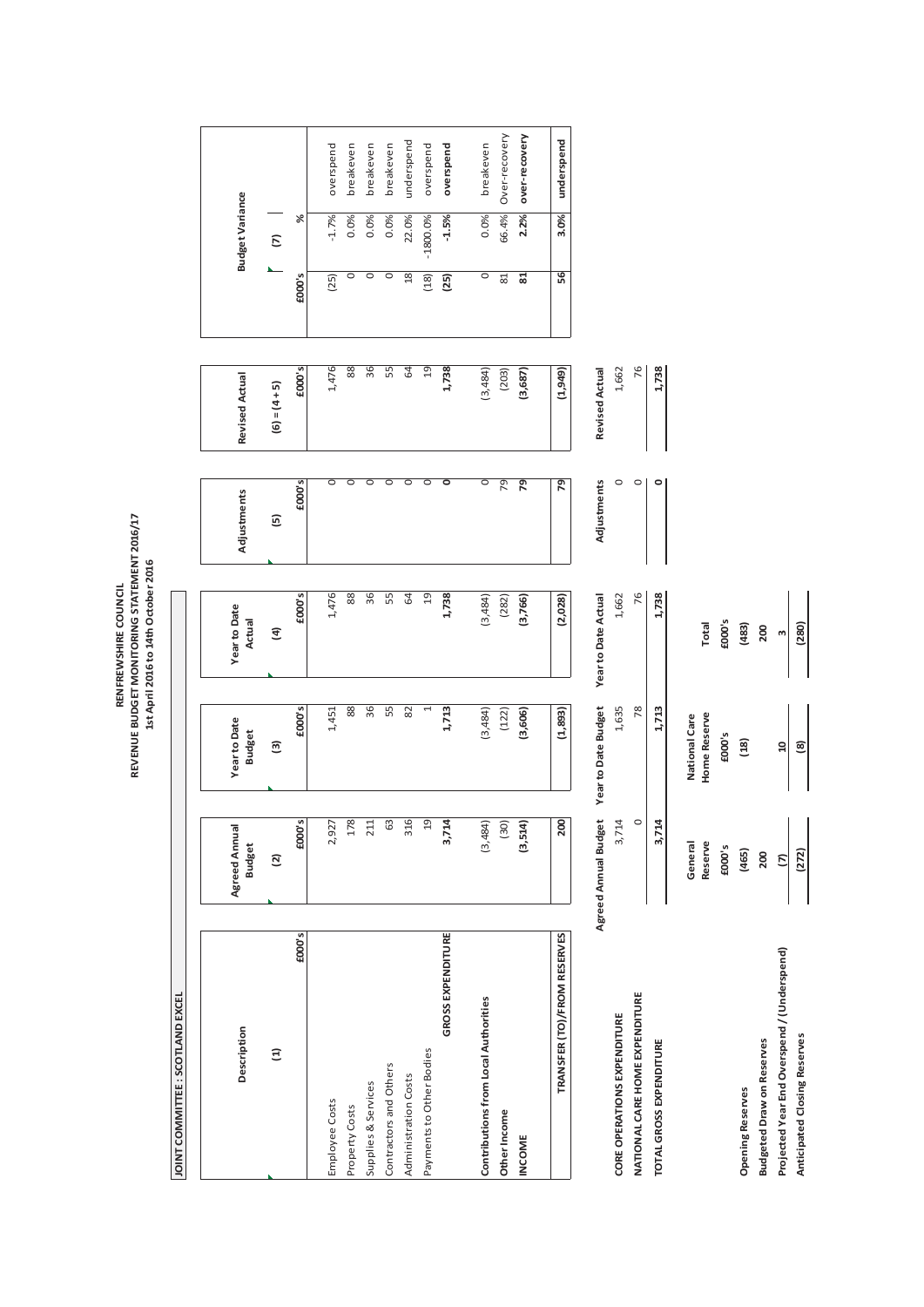# RENFREWSHIRE COUNCIL
## REVENUE BUDGET MONITORING STATEMENT 2016/17
### 1st April 2016 to 14th October 2016

**JOINT COMMITTEE : SCOTLAND EXCEL**

| Description | Agreed Annual Budget | Year to Date Budget | Year to Date Actual | Adjustments | Revised Actual | Budget Variance | | |
|---|---|---|---|---|---|---|---|---|
| (1) | (2) | (3) | (4) | (5) | (6) = (4 + 5) | (7) | | |
| £000's | £000's | £000's | £000's | £000's | £000's | £000's | % | |
| Employee Costs | 2,927 | 1,451 | 1,476 | 0 | 1,476 | (25) | -1.7% | overspend |
| Property Costs | 178 | 88 | 88 | 0 | 88 | 0 | 0.0% | breakeven |
| Supplies & Services | 211 | 36 | 36 | 0 | 36 | 0 | 0.0% | breakeven |
| Contractors and Others | 63 | 55 | 55 | 0 | 55 | 0 | 0.0% | breakeven |
| Administration Costs | 316 | 82 | 64 | 0 | 64 | 18 | 22.0% | underspend |
| Payments to Other Bodies | 19 | 1 | 19 | 0 | 19 | (18) | -1800.0% | overspend |
| **GROSS EXPENDITURE** | **3,714** | **1,713** | **1,738** | **0** | **1,738** | **(25)** | **-1.5%** | **overspend** |
| **Contributions from Local Authorities** | (3,484) | (3,484) | (3,484) | 0 | (3,484) | 0 | 0.0% | breakeven |
| **Other Income** | (30) | (122) | (282) | 79 | (203) | 81 | 66.4% | Over-recovery |
| **INCOME** | **(3,514)** | **(3,606)** | **(3,766)** | **79** | **(3,687)** | **81** | **2.2%** | **over-recovery** |
| **TRANSFER (TO)/FROM RESERVES** | **200** | **(1,893)** | **(2,028)** | **79** | **(1,949)** | **56** | **3.0%** | **underspend** |

| | Agreed Annual Budget | Year to Date Budget | Year to Date Actual | Adjustments | Revised Actual |
|---|---|---|---|---|---|
| **CORE OPERATIONS EXPENDITURE** | 3,714 | 1,635 | 1,662 | 0 | 1,662 |
| **NATIONAL CARE HOME EXPENDITURE** | 0 | 78 | 76 | 0 | 76 |
| **TOTAL GROSS EXPENDITURE** | **3,714** | **1,713** | **1,738** | **0** | **1,738** |

| | General Reserve | National Care Home Reserve | Total |
|---|---|---|---|
| | £000's | £000's | £000's |
| **Opening Reserves** | **(465)** | **(18)** | **(483)** |
| **Budgeted Draw on Reserves** | **200** | | **200** |
| **Projected Year End Overspend / (Underspend)** | **(7)** | **10** | **3** |
| **Anticipated Closing Reserves** | **(272)** | **(8)** | **(280)** |